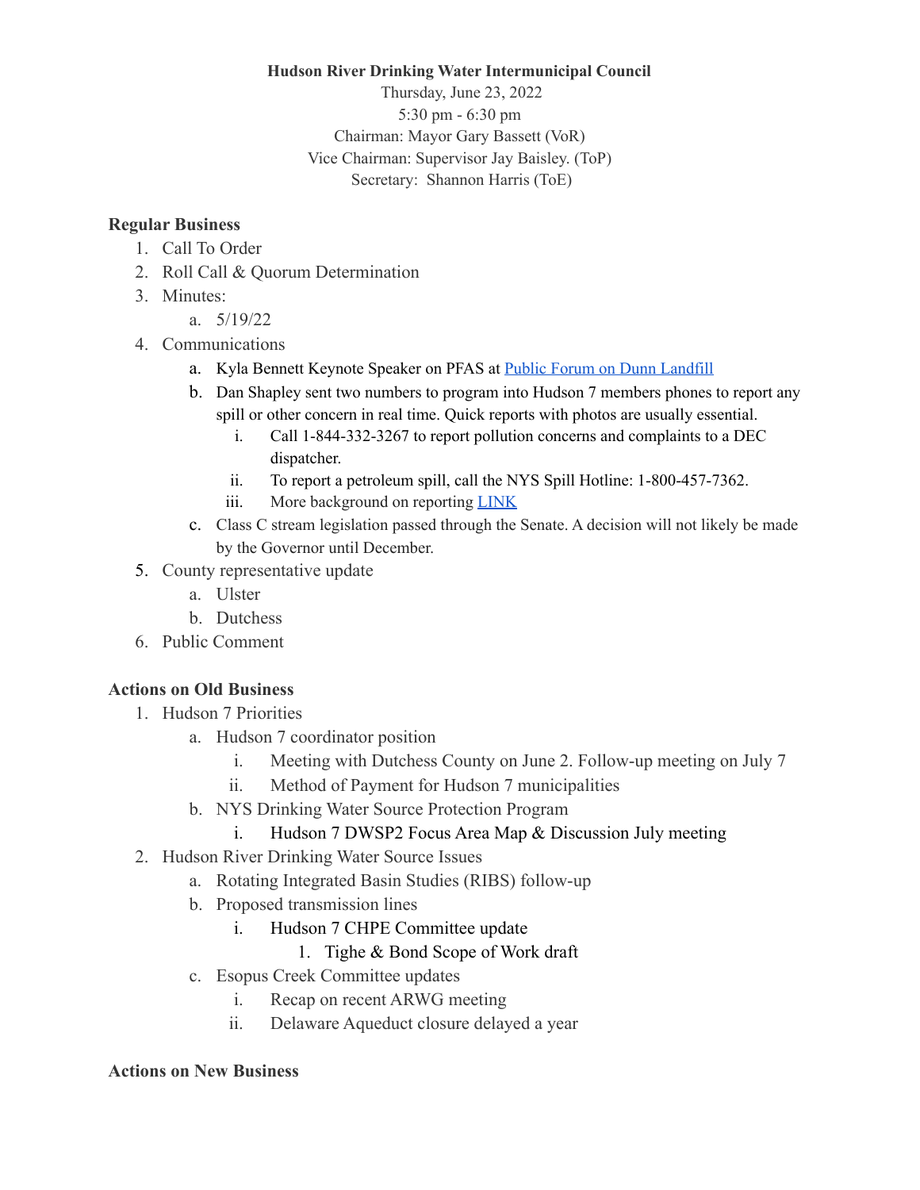**Hudson River Drinking Water Intermunicipal Council**

Thursday, June 23, 2022

5:30 pm - 6:30 pm

Chairman: Mayor Gary Bassett (VoR)

Vice Chairman: Supervisor Jay Baisley. (ToP)

Secretary: Shannon Harris (ToE)

## Regular Business

1. Call To Order
2. Roll Call & Quorum Determination
3. Minutes:
   a. 5/19/22
4. Communications
   a. Kyla Bennett Keynote Speaker on PFAS at Public Forum on Dunn Landfill
   b. Dan Shapley sent two numbers to program into Hudson 7 members phones to report any spill or other concern in real time. Quick reports with photos are usually essential.
      i. Call 1-844-332-3267 to report pollution concerns and complaints to a DEC dispatcher.
      ii. To report a petroleum spill, call the NYS Spill Hotline: 1-800-457-7362.
      iii. More background on reporting LINK
   c. Class C stream legislation passed through the Senate. A decision will not likely be made by the Governor until December.
5. County representative update
   a. Ulster
   b. Dutchess
6. Public Comment

## Actions on Old Business

1. Hudson 7 Priorities
   a. Hudson 7 coordinator position
      i. Meeting with Dutchess County on June 2. Follow-up meeting on July 7
      ii. Method of Payment for Hudson 7 municipalities
   b. NYS Drinking Water Source Protection Program
      i. Hudson 7 DWSP2 Focus Area Map & Discussion July meeting
2. Hudson River Drinking Water Source Issues
   a. Rotating Integrated Basin Studies (RIBS) follow-up
   b. Proposed transmission lines
      i. Hudson 7 CHPE Committee update
         1. Tighe & Bond Scope of Work draft
   c. Esopus Creek Committee updates
      i. Recap on recent ARWG meeting
      ii. Delaware Aqueduct closure delayed a year

## Actions on New Business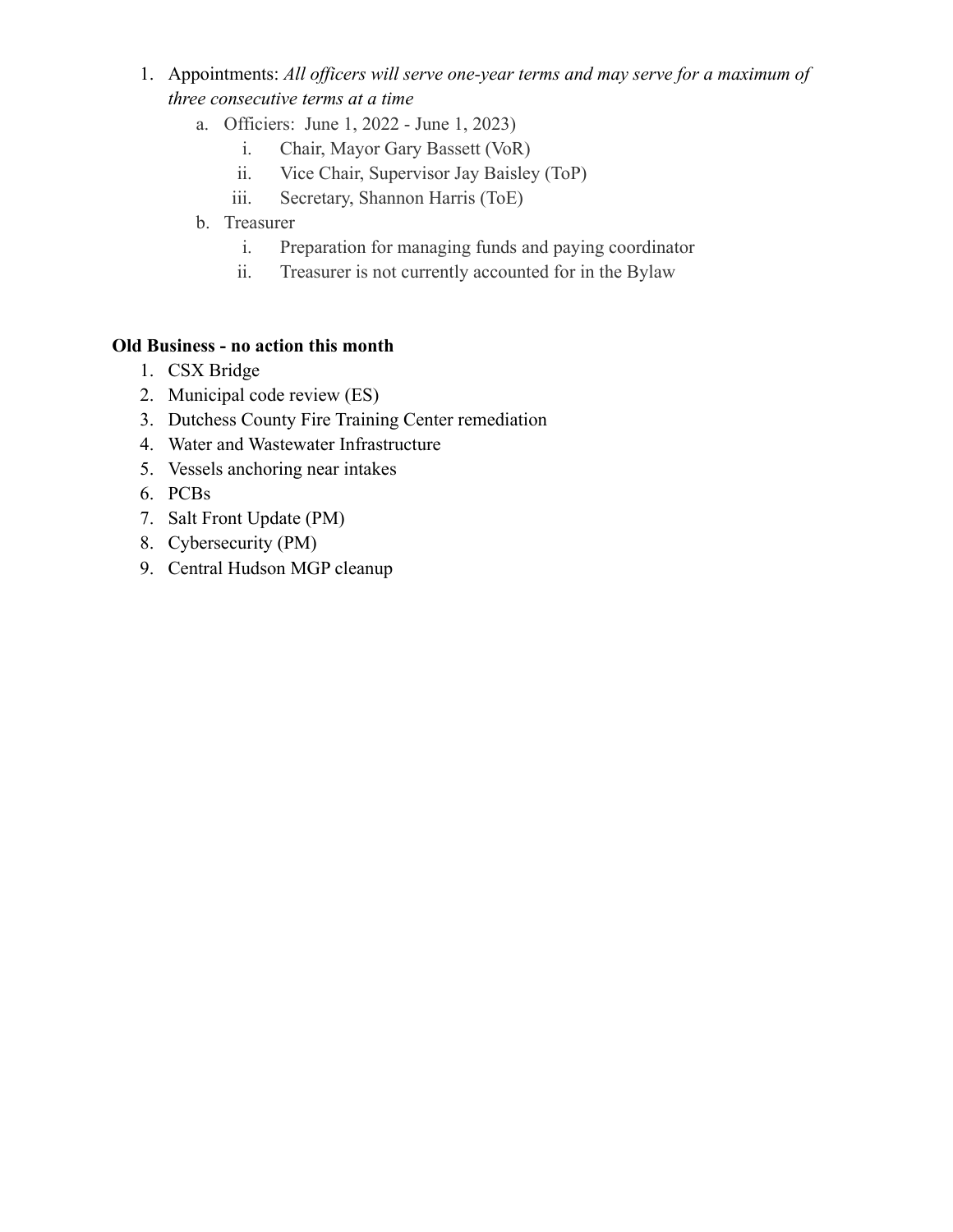1. Appointments: *All officers will serve one-year terms and may serve for a maximum of three consecutive terms at a time*
   a. Officiers: June 1, 2022 - June 1, 2023)
      i. Chair, Mayor Gary Bassett (VoR)
      ii. Vice Chair, Supervisor Jay Baisley (ToP)
      iii. Secretary, Shannon Harris (ToE)
   b. Treasurer
      i. Preparation for managing funds and paying coordinator
      ii. Treasurer is not currently accounted for in the Bylaw

**Old Business - no action this month**

1. CSX Bridge
2. Municipal code review (ES)
3. Dutchess County Fire Training Center remediation
4. Water and Wastewater Infrastructure
5. Vessels anchoring near intakes
6. PCBs
7. Salt Front Update (PM)
8. Cybersecurity (PM)
9. Central Hudson MGP cleanup